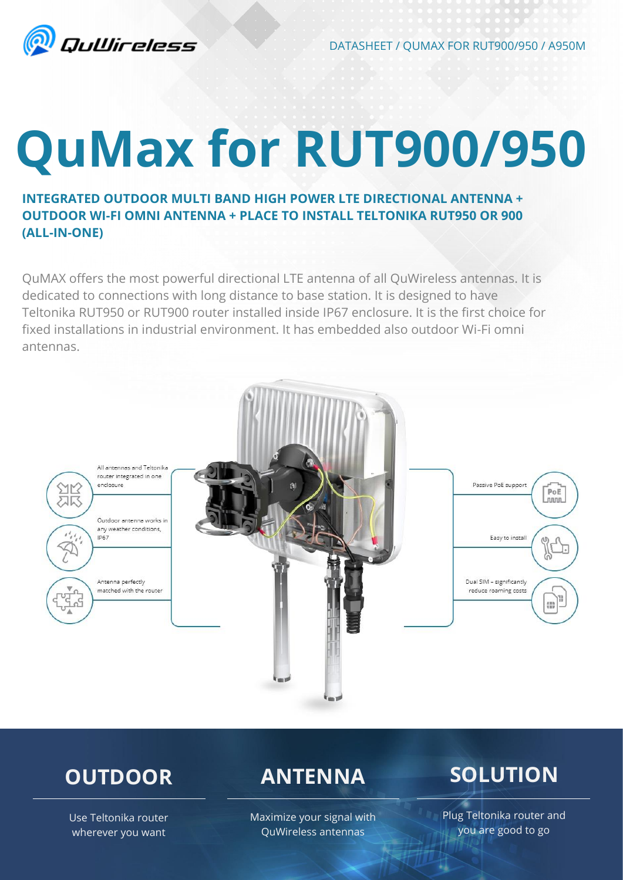DATASHEET / QUMAX FOR RUT900/950 / A950M

# QuMax for RUT900/950

**INTEGRATED OUTDOOR MULTI BAND HIGH POWER LTE DIRECTIONAL ANTENNA + OUTDOOR WI-FI OMNI ANTENNA + PLACE TO INSTALL TELTONIKA RUT950 OR 900 (ALL-IN-ONE)**

QuMAX offers the most powerful directional LTE antenna of all QuWireless antennas. It is dedicated to connections with long distance to base station. It is designed to have Teltonika RUT950 or RUT900 router installed inside IP67 enclosure. It is the first choice for fixed installations in industrial environment. It has embedded also outdoor Wi-Fi omni antennas.

- All antennas and Teltonika router integrated in one enclosure
- Outdoor antenna works in any weather conditions, IP67
- Antenna perfectly matched with the router
- Passive PoE support
- Easy to install
- Dual SIM – significantly reduce roaming costs

## OUTDOOR

Use Teltonika router wherever you want

## ANTENNA

Maximize your signal with QuWireless antennas

## SOLUTION

Plug Teltonika router and you are good to go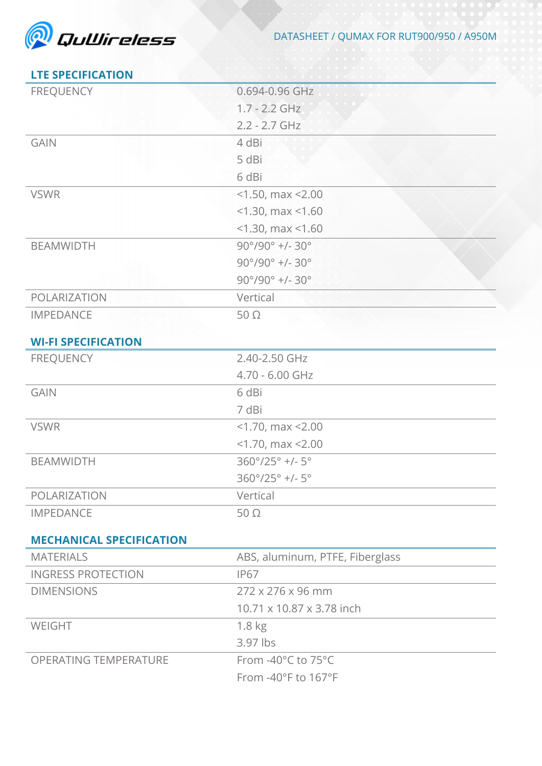## LTE SPECIFICATION

| | |
|---|---|
| FREQUENCY | 0.694-0.96 GHz<br>1.7 - 2.2 GHz<br>2.2 - 2.7 GHz |
| GAIN | 4 dBi<br>5 dBi<br>6 dBi |
| VSWR | <1.50, max <2.00<br><1.30, max <1.60<br><1.30, max <1.60 |
| BEAMWIDTH | 90°/90° +/- 30°<br>90°/90° +/- 30°<br>90°/90° +/- 30° |
| POLARIZATION | Vertical |
| IMPEDANCE | 50 Ω |

## WI-FI SPECIFICATION

| | |
|---|---|
| FREQUENCY | 2.40-2.50 GHz<br>4.70 - 6.00 GHz |
| GAIN | 6 dBi<br>7 dBi |
| VSWR | <1.70, max <2.00<br><1.70, max <2.00 |
| BEAMWIDTH | 360°/25° +/- 5°<br>360°/25° +/- 5° |
| POLARIZATION | Vertical |
| IMPEDANCE | 50 Ω |

## MECHANICAL SPECIFICATION

| | |
|---|---|
| MATERIALS | ABS, aluminum, PTFE, Fiberglass |
| INGRESS PROTECTION | IP67 |
| DIMENSIONS | 272 x 276 x 96 mm<br>10.71 x 10.87 x 3.78 inch |
| WEIGHT | 1.8 kg<br>3.97 lbs |
| OPERATING TEMPERATURE | From -40°C to 75°C<br>From -40°F to 167°F |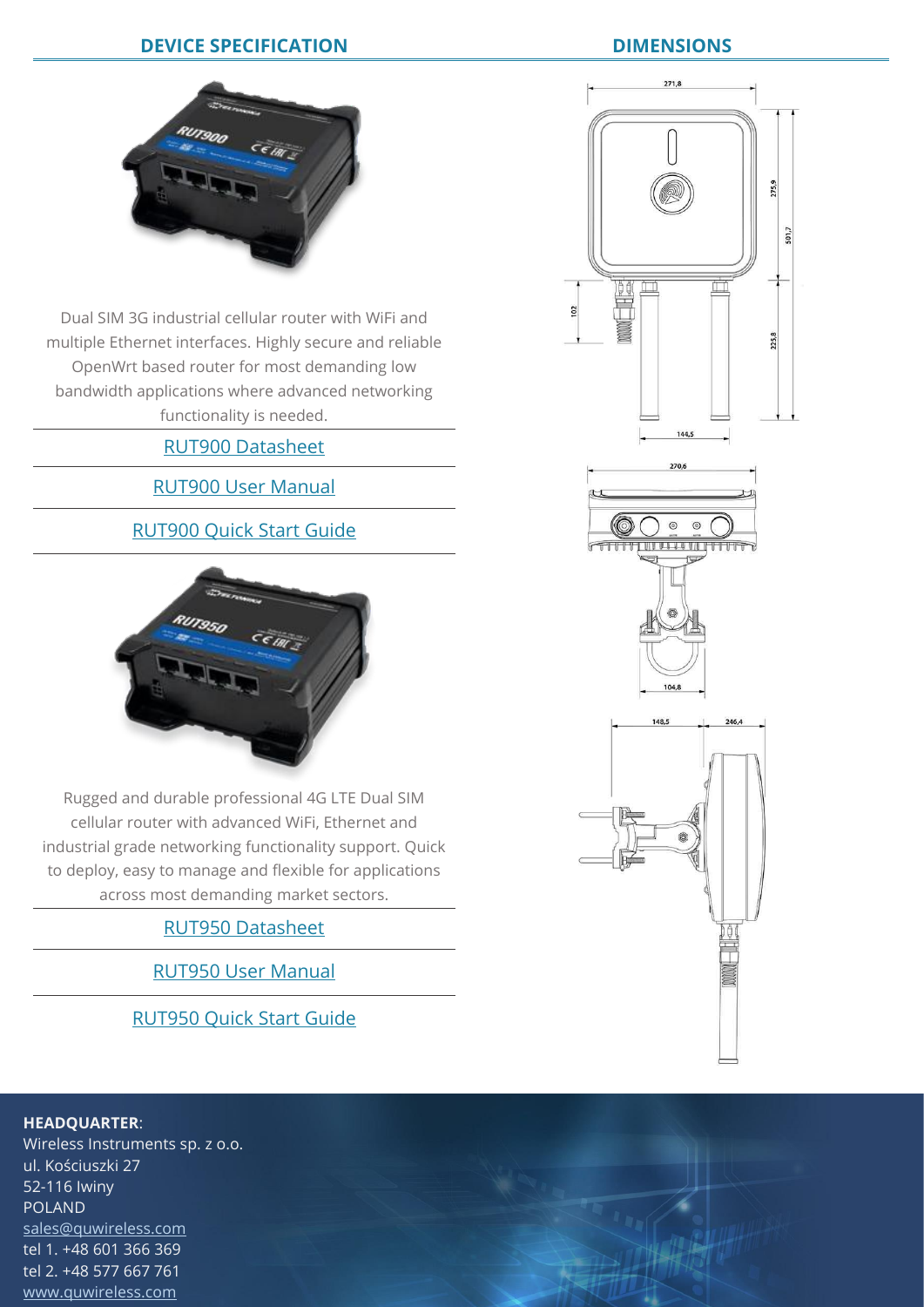## DEVICE SPECIFICATION

Dual SIM 3G industrial cellular router with WiFi and multiple Ethernet interfaces. Highly secure and reliable OpenWrt based router for most demanding low bandwidth applications where advanced networking functionality is needed.

RUT900 Datasheet

RUT900 User Manual

RUT900 Quick Start Guide

Rugged and durable professional 4G LTE Dual SIM cellular router with advanced WiFi, Ethernet and industrial grade networking functionality support. Quick to deploy, easy to manage and flexible for applications across most demanding market sectors.

RUT950 Datasheet

RUT950 User Manual

RUT950 Quick Start Guide

## DIMENSIONS

271,8
275,9
501,7
102
225,8
144,5
270,6
104,8
148,5
246,4

**HEADQUARTER**:
Wireless Instruments sp. z o.o.
ul. Kościuszki 27
52-116 Iwiny
POLAND
sales@quwireless.com
tel 1. +48 601 366 369
tel 2. +48 577 667 761
www.quwireless.com